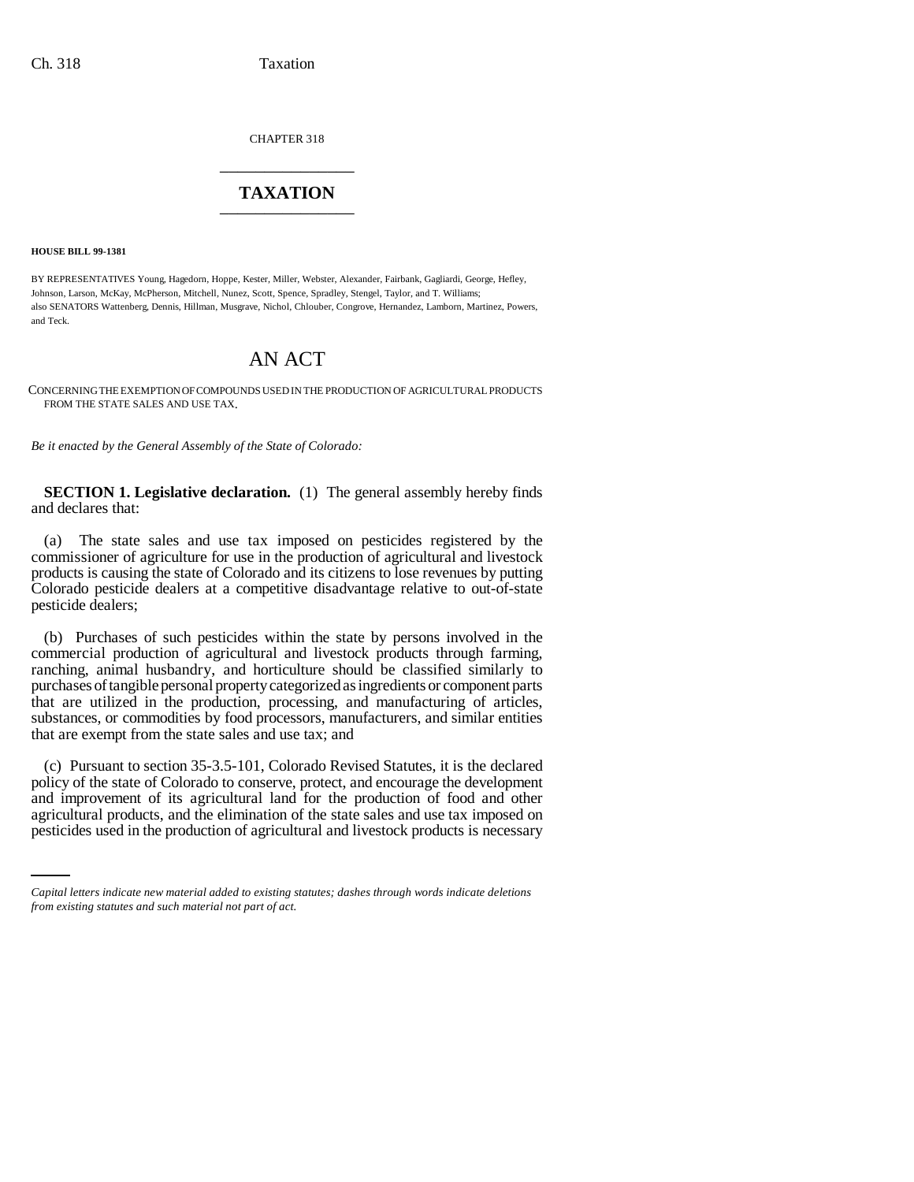CHAPTER 318

# TAXATION

**HOUSE BILL 99-1381**

BY REPRESENTATIVES Young, Hagedorn, Hoppe, Kester, Miller, Webster, Alexander, Fairbank, Gagliardi, George, Hefley, Johnson, Larson, McKay, McPherson, Mitchell, Nunez, Scott, Spence, Spradley, Stengel, Taylor, and T. Williams;
also SENATORS Wattenberg, Dennis, Hillman, Musgrave, Nichol, Chlouber, Congrove, Hernandez, Lamborn, Martinez, Powers, and Teck.

# AN ACT

CONCERNING THE EXEMPTION OF COMPOUNDS USED IN THE PRODUCTION OF AGRICULTURAL PRODUCTS FROM THE STATE SALES AND USE TAX.

*Be it enacted by the General Assembly of the State of Colorado:*

**SECTION 1. Legislative declaration.** (1) The general assembly hereby finds and declares that:

(a) The state sales and use tax imposed on pesticides registered by the commissioner of agriculture for use in the production of agricultural and livestock products is causing the state of Colorado and its citizens to lose revenues by putting Colorado pesticide dealers at a competitive disadvantage relative to out-of-state pesticide dealers;

(b) Purchases of such pesticides within the state by persons involved in the commercial production of agricultural and livestock products through farming, ranching, animal husbandry, and horticulture should be classified similarly to purchases of tangible personal property categorized as ingredients or component parts that are utilized in the production, processing, and manufacturing of articles, substances, or commodities by food processors, manufacturers, and similar entities that are exempt from the state sales and use tax; and

(c) Pursuant to section 35-3.5-101, Colorado Revised Statutes, it is the declared policy of the state of Colorado to conserve, protect, and encourage the development and improvement of its agricultural land for the production of food and other agricultural products, and the elimination of the state sales and use tax imposed on pesticides used in the production of agricultural and livestock products is necessary

*Capital letters indicate new material added to existing statutes; dashes through words indicate deletions from existing statutes and such material not part of act.*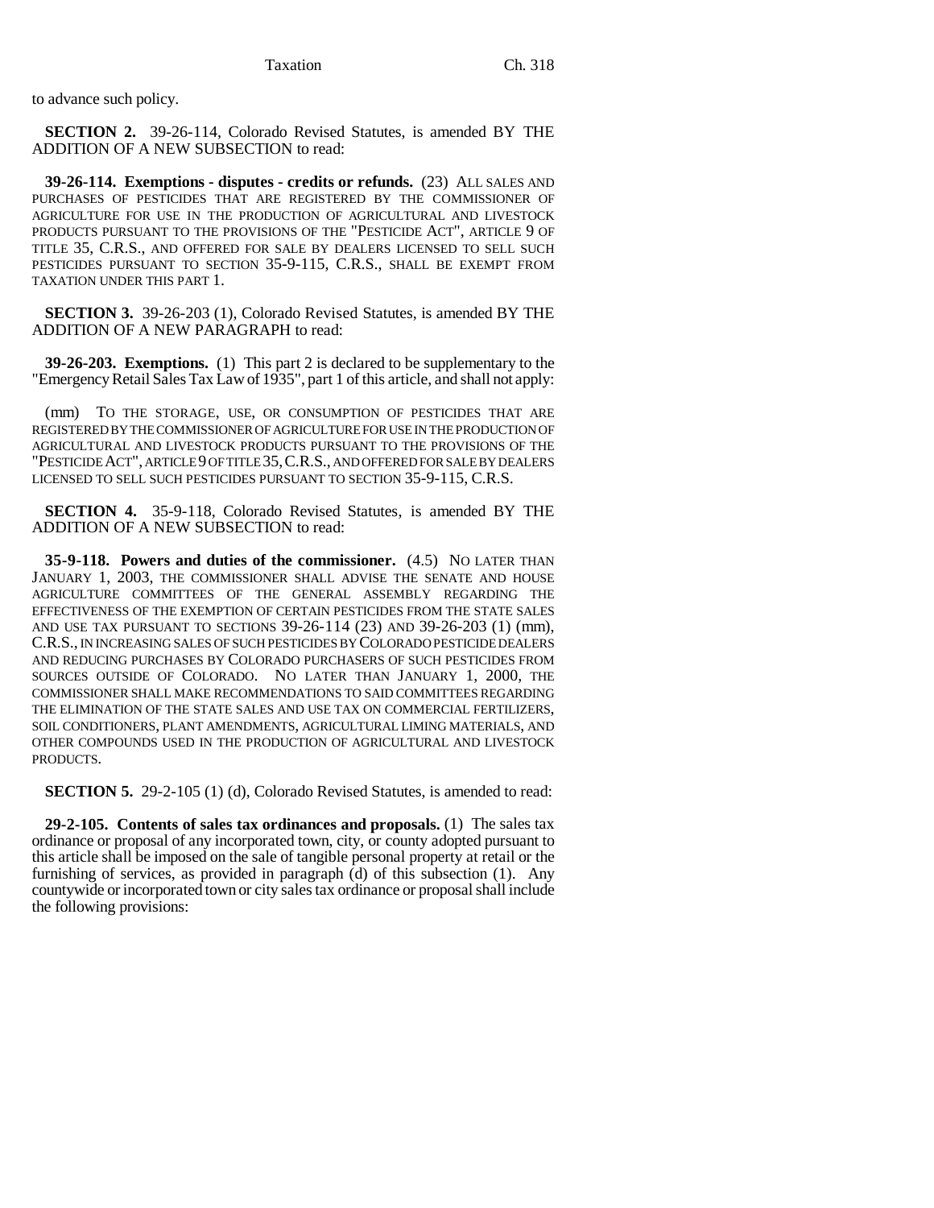to advance such policy.

**SECTION 2.** 39-26-114, Colorado Revised Statutes, is amended BY THE ADDITION OF A NEW SUBSECTION to read:

**39-26-114. Exemptions - disputes - credits or refunds.** (23) ALL SALES AND PURCHASES OF PESTICIDES THAT ARE REGISTERED BY THE COMMISSIONER OF AGRICULTURE FOR USE IN THE PRODUCTION OF AGRICULTURAL AND LIVESTOCK PRODUCTS PURSUANT TO THE PROVISIONS OF THE "PESTICIDE ACT", ARTICLE 9 OF TITLE 35, C.R.S., AND OFFERED FOR SALE BY DEALERS LICENSED TO SELL SUCH PESTICIDES PURSUANT TO SECTION 35-9-115, C.R.S., SHALL BE EXEMPT FROM TAXATION UNDER THIS PART 1.

**SECTION 3.** 39-26-203 (1), Colorado Revised Statutes, is amended BY THE ADDITION OF A NEW PARAGRAPH to read:

**39-26-203. Exemptions.** (1) This part 2 is declared to be supplementary to the "Emergency Retail Sales Tax Law of 1935", part 1 of this article, and shall not apply:

(mm) TO THE STORAGE, USE, OR CONSUMPTION OF PESTICIDES THAT ARE REGISTERED BY THE COMMISSIONER OF AGRICULTURE FOR USE IN THE PRODUCTION OF AGRICULTURAL AND LIVESTOCK PRODUCTS PURSUANT TO THE PROVISIONS OF THE "PESTICIDE ACT", ARTICLE 9 OF TITLE 35, C.R.S., AND OFFERED FOR SALE BY DEALERS LICENSED TO SELL SUCH PESTICIDES PURSUANT TO SECTION 35-9-115, C.R.S.

**SECTION 4.** 35-9-118, Colorado Revised Statutes, is amended BY THE ADDITION OF A NEW SUBSECTION to read:

**35-9-118. Powers and duties of the commissioner.** (4.5) NO LATER THAN JANUARY 1, 2003, THE COMMISSIONER SHALL ADVISE THE SENATE AND HOUSE AGRICULTURE COMMITTEES OF THE GENERAL ASSEMBLY REGARDING THE EFFECTIVENESS OF THE EXEMPTION OF CERTAIN PESTICIDES FROM THE STATE SALES AND USE TAX PURSUANT TO SECTIONS 39-26-114 (23) AND 39-26-203 (1) (mm), C.R.S., IN INCREASING SALES OF SUCH PESTICIDES BY COLORADO PESTICIDE DEALERS AND REDUCING PURCHASES BY COLORADO PURCHASERS OF SUCH PESTICIDES FROM SOURCES OUTSIDE OF COLORADO. NO LATER THAN JANUARY 1, 2000, THE COMMISSIONER SHALL MAKE RECOMMENDATIONS TO SAID COMMITTEES REGARDING THE ELIMINATION OF THE STATE SALES AND USE TAX ON COMMERCIAL FERTILIZERS, SOIL CONDITIONERS, PLANT AMENDMENTS, AGRICULTURAL LIMING MATERIALS, AND OTHER COMPOUNDS USED IN THE PRODUCTION OF AGRICULTURAL AND LIVESTOCK PRODUCTS.

**SECTION 5.** 29-2-105 (1) (d), Colorado Revised Statutes, is amended to read:

**29-2-105. Contents of sales tax ordinances and proposals.** (1) The sales tax ordinance or proposal of any incorporated town, city, or county adopted pursuant to this article shall be imposed on the sale of tangible personal property at retail or the furnishing of services, as provided in paragraph (d) of this subsection (1). Any countywide or incorporated town or city sales tax ordinance or proposal shall include the following provisions: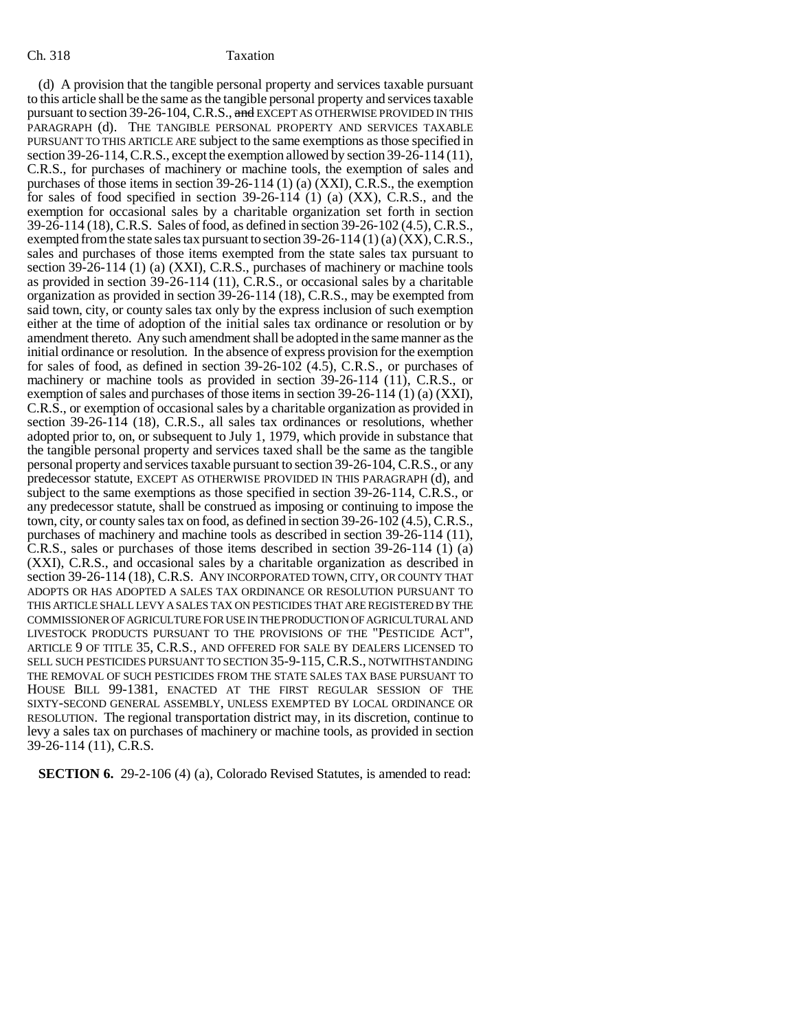(d) A provision that the tangible personal property and services taxable pursuant to this article shall be the same as the tangible personal property and services taxable pursuant to section 39-26-104, C.R.S., ~~and~~ EXCEPT AS OTHERWISE PROVIDED IN THIS PARAGRAPH (d). THE TANGIBLE PERSONAL PROPERTY AND SERVICES TAXABLE PURSUANT TO THIS ARTICLE ARE subject to the same exemptions as those specified in section 39-26-114, C.R.S., except the exemption allowed by section 39-26-114 (11), C.R.S., for purchases of machinery or machine tools, the exemption of sales and purchases of those items in section 39-26-114 (1) (a) (XXI), C.R.S., the exemption for sales of food specified in section 39-26-114 (1) (a) (XX), C.R.S., and the exemption for occasional sales by a charitable organization set forth in section 39-26-114 (18), C.R.S. Sales of food, as defined in section 39-26-102 (4.5), C.R.S., exempted from the state sales tax pursuant to section 39-26-114 (1) (a) (XX), C.R.S., sales and purchases of those items exempted from the state sales tax pursuant to section 39-26-114 (1) (a) (XXI), C.R.S., purchases of machinery or machine tools as provided in section 39-26-114 (11), C.R.S., or occasional sales by a charitable organization as provided in section 39-26-114 (18), C.R.S., may be exempted from said town, city, or county sales tax only by the express inclusion of such exemption either at the time of adoption of the initial sales tax ordinance or resolution or by amendment thereto. Any such amendment shall be adopted in the same manner as the initial ordinance or resolution. In the absence of express provision for the exemption for sales of food, as defined in section 39-26-102 (4.5), C.R.S., or purchases of machinery or machine tools as provided in section 39-26-114 (11), C.R.S., or exemption of sales and purchases of those items in section 39-26-114 (1) (a) (XXI), C.R.S., or exemption of occasional sales by a charitable organization as provided in section 39-26-114 (18), C.R.S., all sales tax ordinances or resolutions, whether adopted prior to, on, or subsequent to July 1, 1979, which provide in substance that the tangible personal property and services taxed shall be the same as the tangible personal property and services taxable pursuant to section 39-26-104, C.R.S., or any predecessor statute, EXCEPT AS OTHERWISE PROVIDED IN THIS PARAGRAPH (d), and subject to the same exemptions as those specified in section 39-26-114, C.R.S., or any predecessor statute, shall be construed as imposing or continuing to impose the town, city, or county sales tax on food, as defined in section 39-26-102 (4.5), C.R.S., purchases of machinery and machine tools as described in section 39-26-114 (11), C.R.S., sales or purchases of those items described in section 39-26-114 (1) (a) (XXI), C.R.S., and occasional sales by a charitable organization as described in section 39-26-114 (18), C.R.S. ANY INCORPORATED TOWN, CITY, OR COUNTY THAT ADOPTS OR HAS ADOPTED A SALES TAX ORDINANCE OR RESOLUTION PURSUANT TO THIS ARTICLE SHALL LEVY A SALES TAX ON PESTICIDES THAT ARE REGISTERED BY THE COMMISSIONER OF AGRICULTURE FOR USE IN THE PRODUCTION OF AGRICULTURAL AND LIVESTOCK PRODUCTS PURSUANT TO THE PROVISIONS OF THE "PESTICIDE ACT", ARTICLE 9 OF TITLE 35, C.R.S., AND OFFERED FOR SALE BY DEALERS LICENSED TO SELL SUCH PESTICIDES PURSUANT TO SECTION 35-9-115, C.R.S., NOTWITHSTANDING THE REMOVAL OF SUCH PESTICIDES FROM THE STATE SALES TAX BASE PURSUANT TO HOUSE BILL 99-1381, ENACTED AT THE FIRST REGULAR SESSION OF THE SIXTY-SECOND GENERAL ASSEMBLY, UNLESS EXEMPTED BY LOCAL ORDINANCE OR RESOLUTION. The regional transportation district may, in its discretion, continue to levy a sales tax on purchases of machinery or machine tools, as provided in section 39-26-114 (11), C.R.S.

**SECTION 6.** 29-2-106 (4) (a), Colorado Revised Statutes, is amended to read: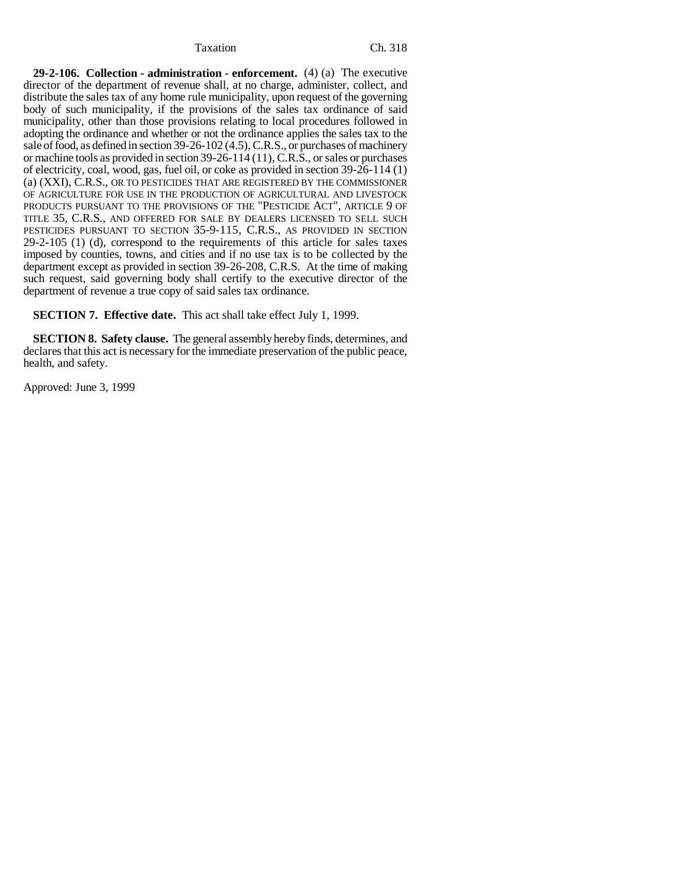**29-2-106. Collection - administration - enforcement.** (4) (a) The executive director of the department of revenue shall, at no charge, administer, collect, and distribute the sales tax of any home rule municipality, upon request of the governing body of such municipality, if the provisions of the sales tax ordinance of said municipality, other than those provisions relating to local procedures followed in adopting the ordinance and whether or not the ordinance applies the sales tax to the sale of food, as defined in section 39-26-102 (4.5), C.R.S., or purchases of machinery or machine tools as provided in section 39-26-114 (11), C.R.S., or sales or purchases of electricity, coal, wood, gas, fuel oil, or coke as provided in section 39-26-114 (1) (a) (XXI), C.R.S., OR TO PESTICIDES THAT ARE REGISTERED BY THE COMMISSIONER OF AGRICULTURE FOR USE IN THE PRODUCTION OF AGRICULTURAL AND LIVESTOCK PRODUCTS PURSUANT TO THE PROVISIONS OF THE "PESTICIDE ACT", ARTICLE 9 OF TITLE 35, C.R.S., AND OFFERED FOR SALE BY DEALERS LICENSED TO SELL SUCH PESTICIDES PURSUANT TO SECTION 35-9-115, C.R.S., AS PROVIDED IN SECTION 29-2-105 (1) (d), correspond to the requirements of this article for sales taxes imposed by counties, towns, and cities and if no use tax is to be collected by the department except as provided in section 39-26-208, C.R.S. At the time of making such request, said governing body shall certify to the executive director of the department of revenue a true copy of said sales tax ordinance.

**SECTION 7. Effective date.** This act shall take effect July 1, 1999.

**SECTION 8. Safety clause.** The general assembly hereby finds, determines, and declares that this act is necessary for the immediate preservation of the public peace, health, and safety.

Approved: June 3, 1999